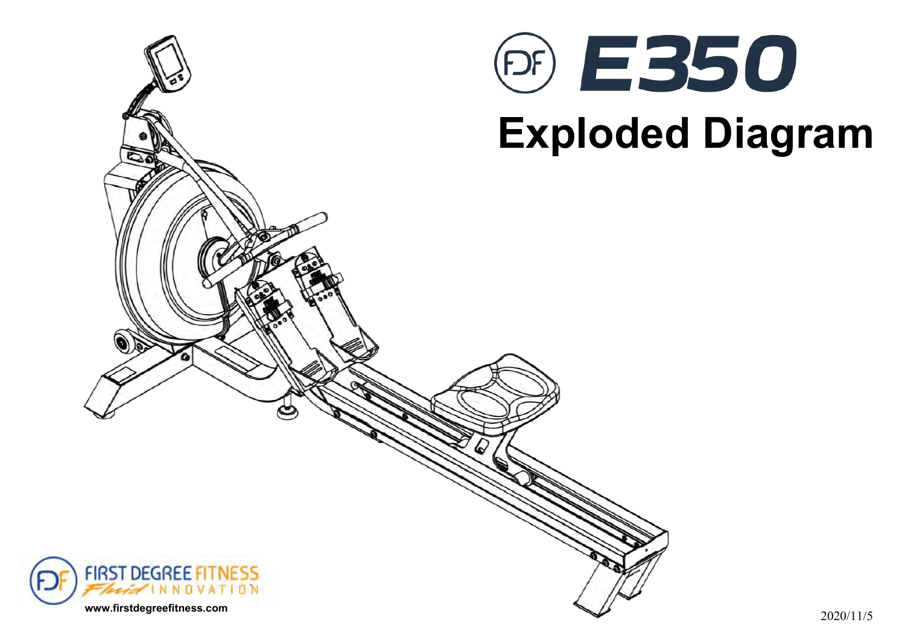# FDF E350

## Exploded Diagram

FIRST DEGREE FITNESS
Fluid INNOVATION

www.firstdegreefitness.com

2020/11/5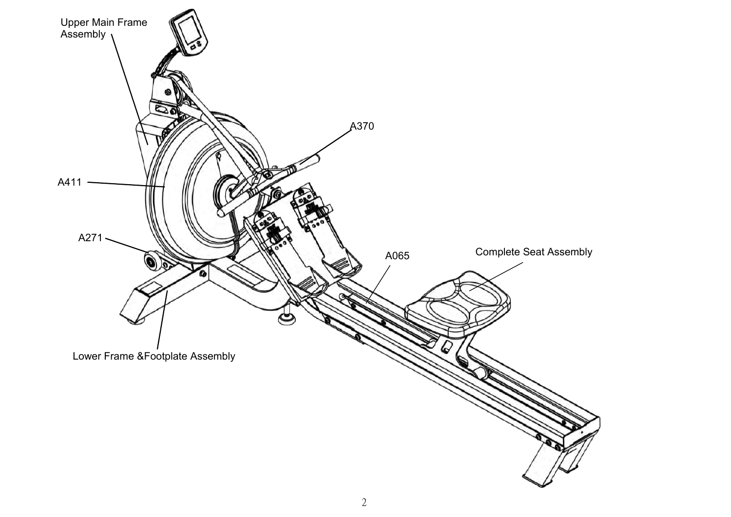Upper Main Frame Assembly

A370

A411

A271

A065

Complete Seat Assembly

Lower Frame &Footplate Assembly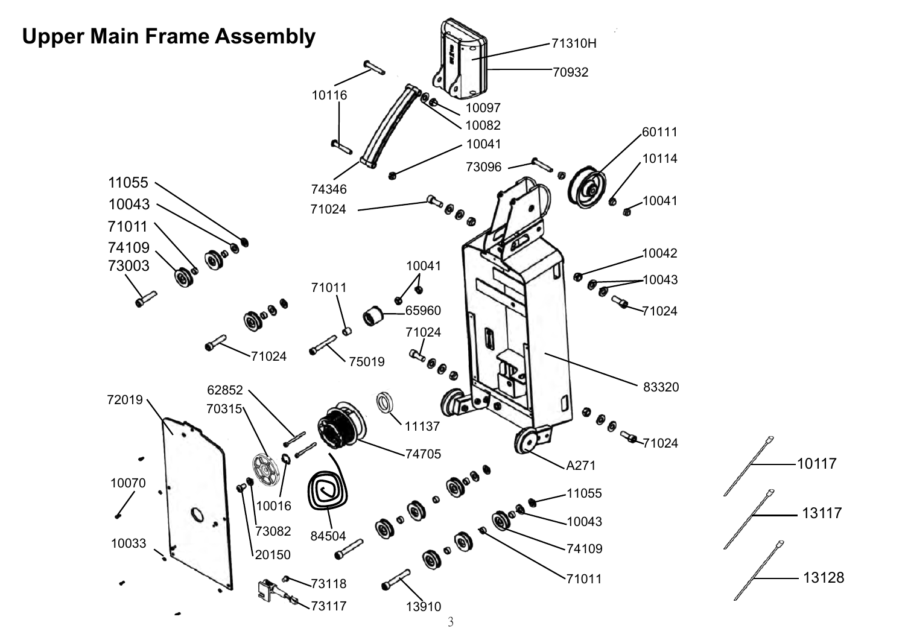# Upper Main Frame Assembly

71310H
70932
10116
10097
10082
10041
60111
73096
10114
74346
10041
11055
71024
10043
71011
74109
10042
73003
10041
10043
71011
65960
71024
71024
71024
75019
62852
83320
72019
70315
11137
71024
74705
A271
10070
10117
11055
10016
13117
10043
73082
84504
10033
74109
20150
13128
73118
71011
73117
13910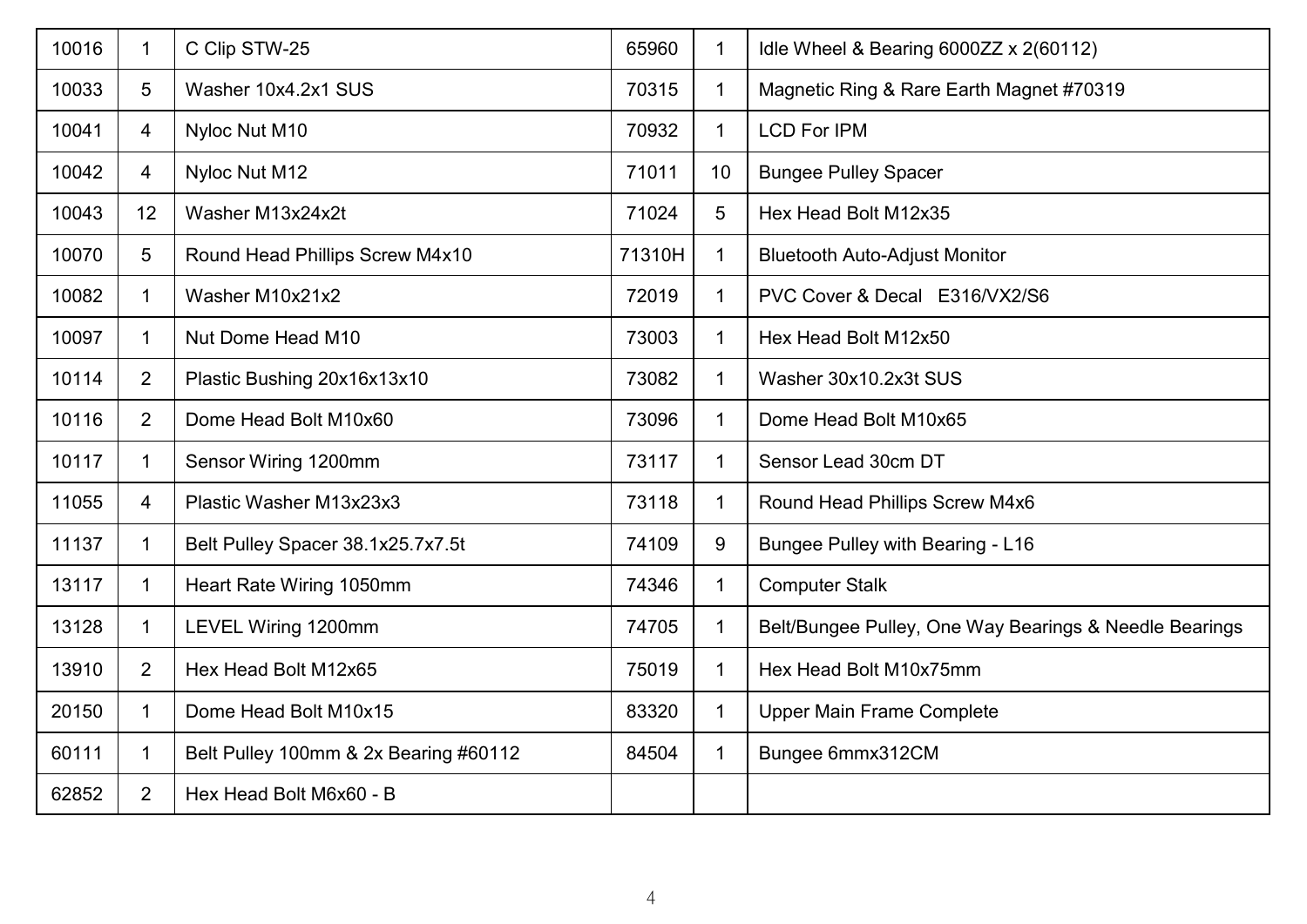| | | | | | |
|---|---|---|---|---|---|
| 10016 | 1 | C Clip STW-25 | 65960 | 1 | Idle Wheel & Bearing 6000ZZ x 2(60112) |
| 10033 | 5 | Washer 10x4.2x1 SUS | 70315 | 1 | Magnetic Ring & Rare Earth Magnet #70319 |
| 10041 | 4 | Nyloc Nut M10 | 70932 | 1 | LCD For IPM |
| 10042 | 4 | Nyloc Nut M12 | 71011 | 10 | Bungee Pulley Spacer |
| 10043 | 12 | Washer M13x24x2t | 71024 | 5 | Hex Head Bolt M12x35 |
| 10070 | 5 | Round Head Phillips Screw M4x10 | 71310H | 1 | Bluetooth Auto-Adjust Monitor |
| 10082 | 1 | Washer M10x21x2 | 72019 | 1 | PVC Cover & Decal E316/VX2/S6 |
| 10097 | 1 | Nut Dome Head M10 | 73003 | 1 | Hex Head Bolt M12x50 |
| 10114 | 2 | Plastic Bushing 20x16x13x10 | 73082 | 1 | Washer 30x10.2x3t SUS |
| 10116 | 2 | Dome Head Bolt M10x60 | 73096 | 1 | Dome Head Bolt M10x65 |
| 10117 | 1 | Sensor Wiring 1200mm | 73117 | 1 | Sensor Lead 30cm DT |
| 11055 | 4 | Plastic Washer M13x23x3 | 73118 | 1 | Round Head Phillips Screw M4x6 |
| 11137 | 1 | Belt Pulley Spacer 38.1x25.7x7.5t | 74109 | 9 | Bungee Pulley with Bearing - L16 |
| 13117 | 1 | Heart Rate Wiring 1050mm | 74346 | 1 | Computer Stalk |
| 13128 | 1 | LEVEL Wiring 1200mm | 74705 | 1 | Belt/Bungee Pulley, One Way Bearings & Needle Bearings |
| 13910 | 2 | Hex Head Bolt M12x65 | 75019 | 1 | Hex Head Bolt M10x75mm |
| 20150 | 1 | Dome Head Bolt M10x15 | 83320 | 1 | Upper Main Frame Complete |
| 60111 | 1 | Belt Pulley 100mm & 2x Bearing #60112 | 84504 | 1 | Bungee 6mmx312CM |
| 62852 | 2 | Hex Head Bolt M6x60 - B | | | |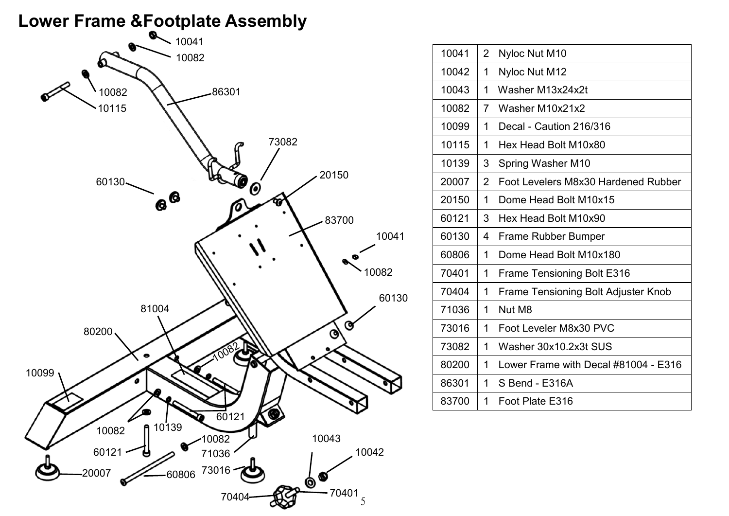# Lower Frame &Footplate Assembly

| | | |
|---|---|---|
| 10041 | 2 | Nyloc Nut M10 |
| 10042 | 1 | Nyloc Nut M12 |
| 10043 | 1 | Washer M13x24x2t |
| 10082 | 7 | Washer M10x21x2 |
| 10099 | 1 | Decal - Caution 216/316 |
| 10115 | 1 | Hex Head Bolt M10x80 |
| 10139 | 3 | Spring Washer M10 |
| 20007 | 2 | Foot Levelers M8x30 Hardened Rubber |
| 20150 | 1 | Dome Head Bolt M10x15 |
| 60121 | 3 | Hex Head Bolt M10x90 |
| 60130 | 4 | Frame Rubber Bumper |
| 60806 | 1 | Dome Head Bolt M10x180 |
| 70401 | 1 | Frame Tensioning Bolt E316 |
| 70404 | 1 | Frame Tensioning Bolt Adjuster Knob |
| 71036 | 1 | Nut M8 |
| 73016 | 1 | Foot Leveler M8x30 PVC |
| 73082 | 1 | Washer 30x10.2x3t SUS |
| 80200 | 1 | Lower Frame with Decal #81004 - E316 |
| 86301 | 1 | S Bend - E316A |
| 83700 | 1 | Foot Plate E316 |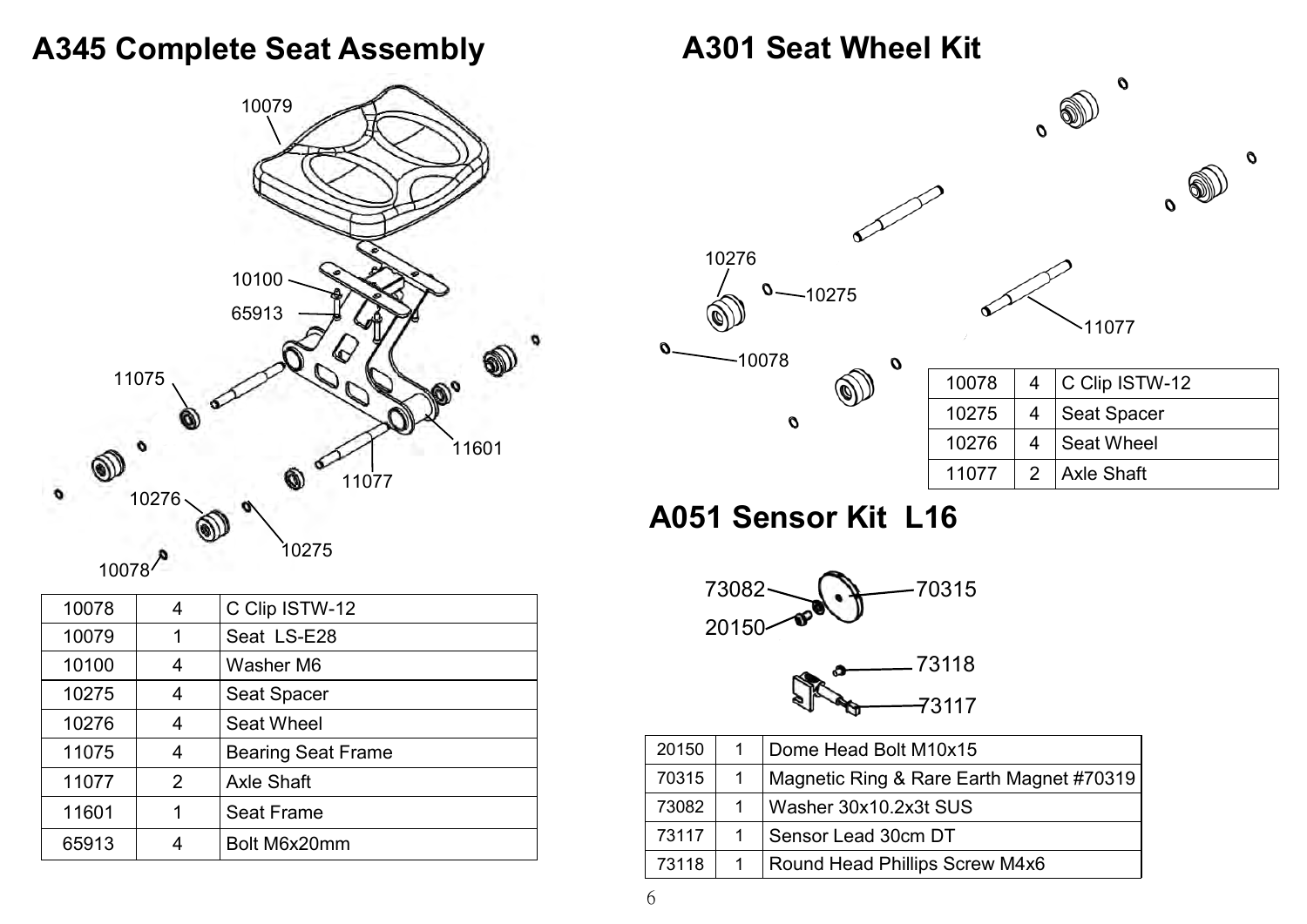## A345 Complete Seat Assembly

| 10078 | 4 | C Clip ISTW-12 |
|---|---|---|
| 10079 | 1 | Seat LS-E28 |
| 10100 | 4 | Washer M6 |
| 10275 | 4 | Seat Spacer |
| 10276 | 4 | Seat Wheel |
| 11075 | 4 | Bearing Seat Frame |
| 11077 | 2 | Axle Shaft |
| 11601 | 1 | Seat Frame |
| 65913 | 4 | Bolt M6x20mm |

## A301 Seat Wheel Kit

| 10078 | 4 | C Clip ISTW-12 |
|---|---|---|
| 10275 | 4 | Seat Spacer |
| 10276 | 4 | Seat Wheel |
| 11077 | 2 | Axle Shaft |

## A051 Sensor Kit L16

| 20150 | 1 | Dome Head Bolt M10x15 |
|---|---|---|
| 70315 | 1 | Magnetic Ring & Rare Earth Magnet #70319 |
| 73082 | 1 | Washer 30x10.2x3t SUS |
| 73117 | 1 | Sensor Lead 30cm DT |
| 73118 | 1 | Round Head Phillips Screw M4x6 |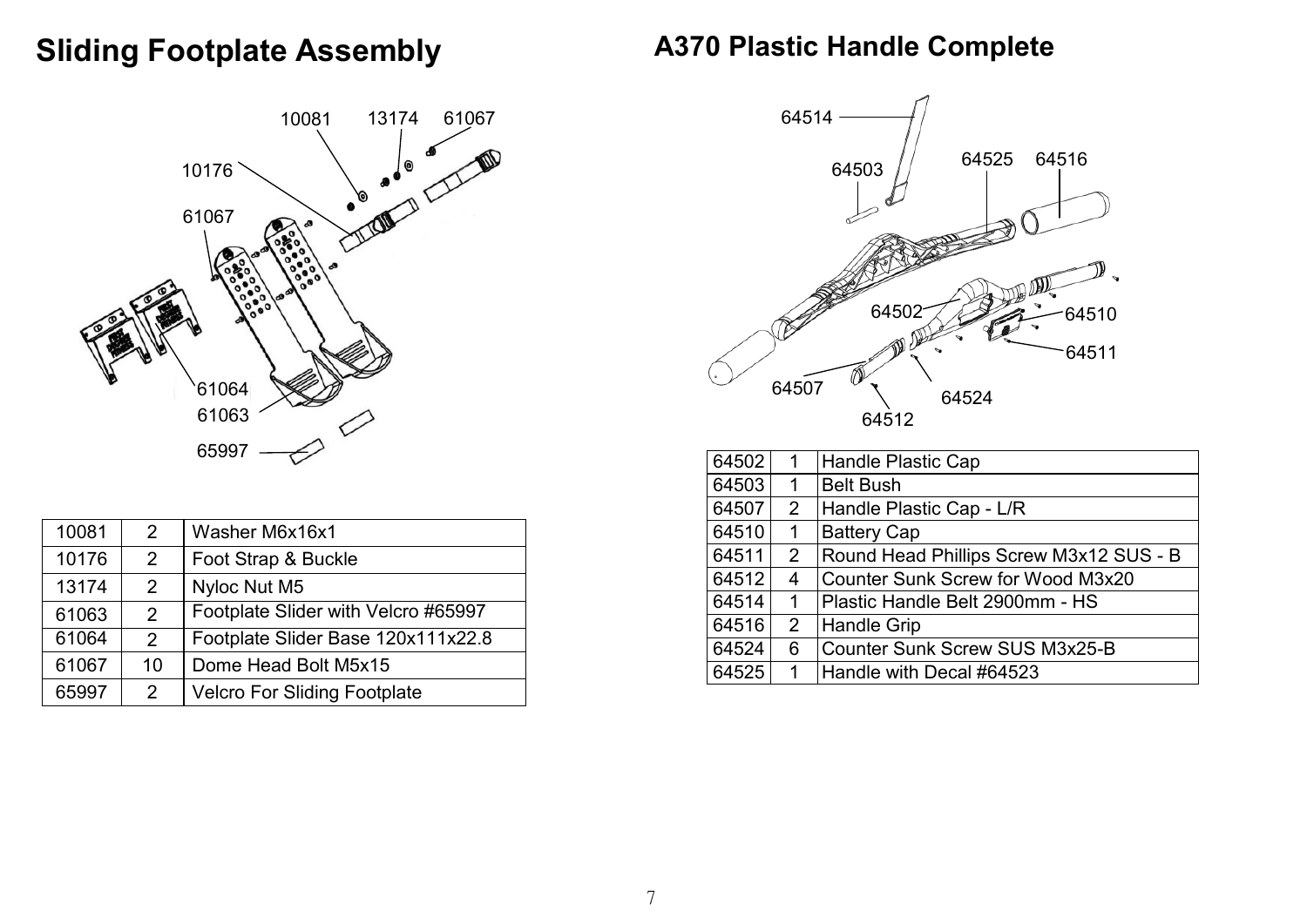# Sliding Footplate Assembly

| | | |
|---|---|---|
| 10081 | 2 | Washer M6x16x1 |
| 10176 | 2 | Foot Strap & Buckle |
| 13174 | 2 | Nyloc Nut M5 |
| 61063 | 2 | Footplate Slider with Velcro #65997 |
| 61064 | 2 | Footplate Slider Base 120x111x22.8 |
| 61067 | 10 | Dome Head Bolt M5x15 |
| 65997 | 2 | Velcro For Sliding Footplate |

# A370 Plastic Handle Complete

| | | |
|---|---|---|
| 64502 | 1 | Handle Plastic Cap |
| 64503 | 1 | Belt Bush |
| 64507 | 2 | Handle Plastic Cap - L/R |
| 64510 | 1 | Battery Cap |
| 64511 | 2 | Round Head Phillips Screw M3x12 SUS - B |
| 64512 | 4 | Counter Sunk Screw for Wood M3x20 |
| 64514 | 1 | Plastic Handle Belt 2900mm - HS |
| 64516 | 2 | Handle Grip |
| 64524 | 6 | Counter Sunk Screw SUS M3x25-B |
| 64525 | 1 | Handle with Decal #64523 |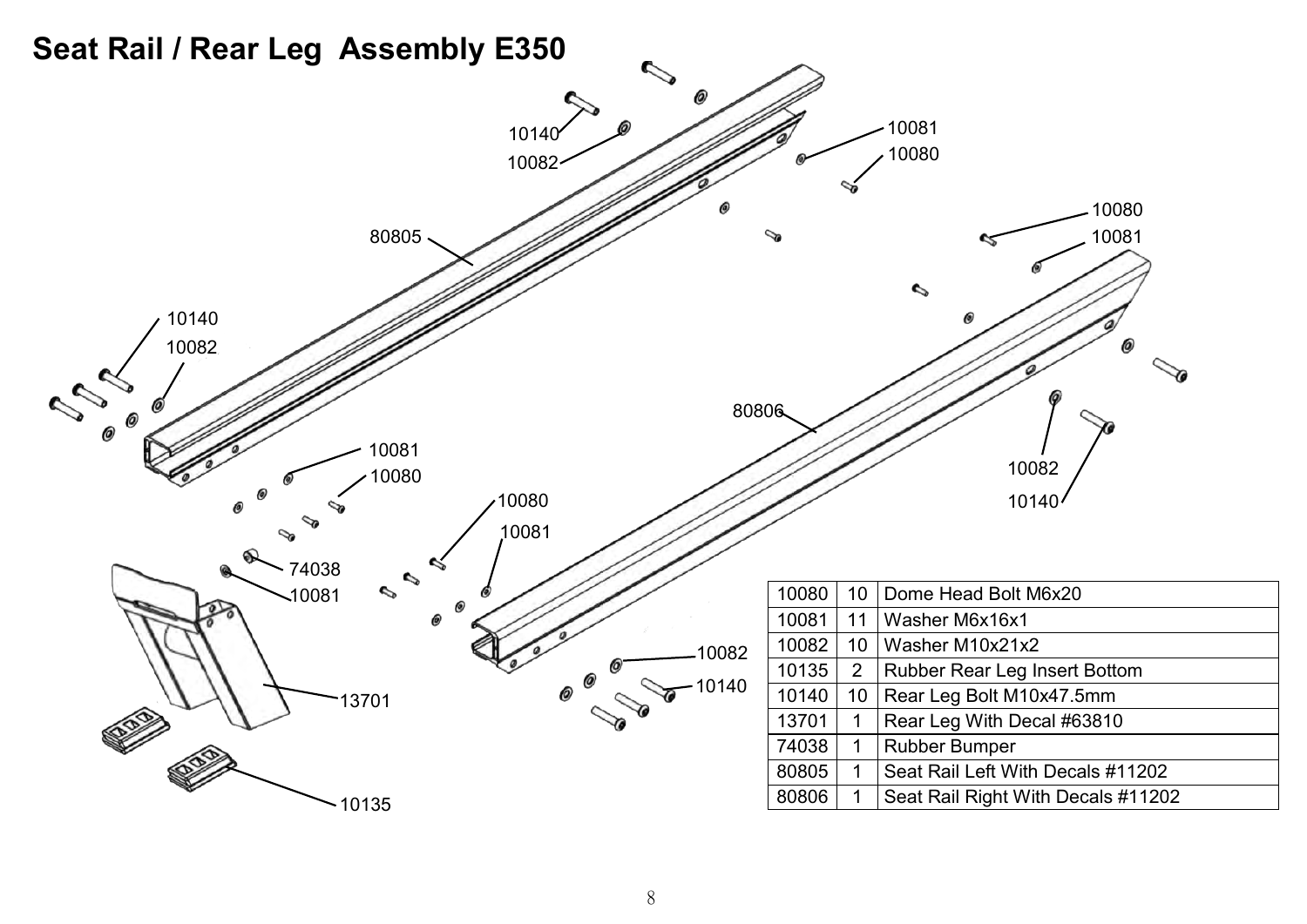# Seat Rail / Rear Leg Assembly E350

| | | |
|---|---|---|
| 10080 | 10 | Dome Head Bolt M6x20 |
| 10081 | 11 | Washer M6x16x1 |
| 10082 | 10 | Washer M10x21x2 |
| 10135 | 2 | Rubber Rear Leg Insert Bottom |
| 10140 | 10 | Rear Leg Bolt M10x47.5mm |
| 13701 | 1 | Rear Leg With Decal #63810 |
| 74038 | 1 | Rubber Bumper |
| 80805 | 1 | Seat Rail Left With Decals #11202 |
| 80806 | 1 | Seat Rail Right With Decals #11202 |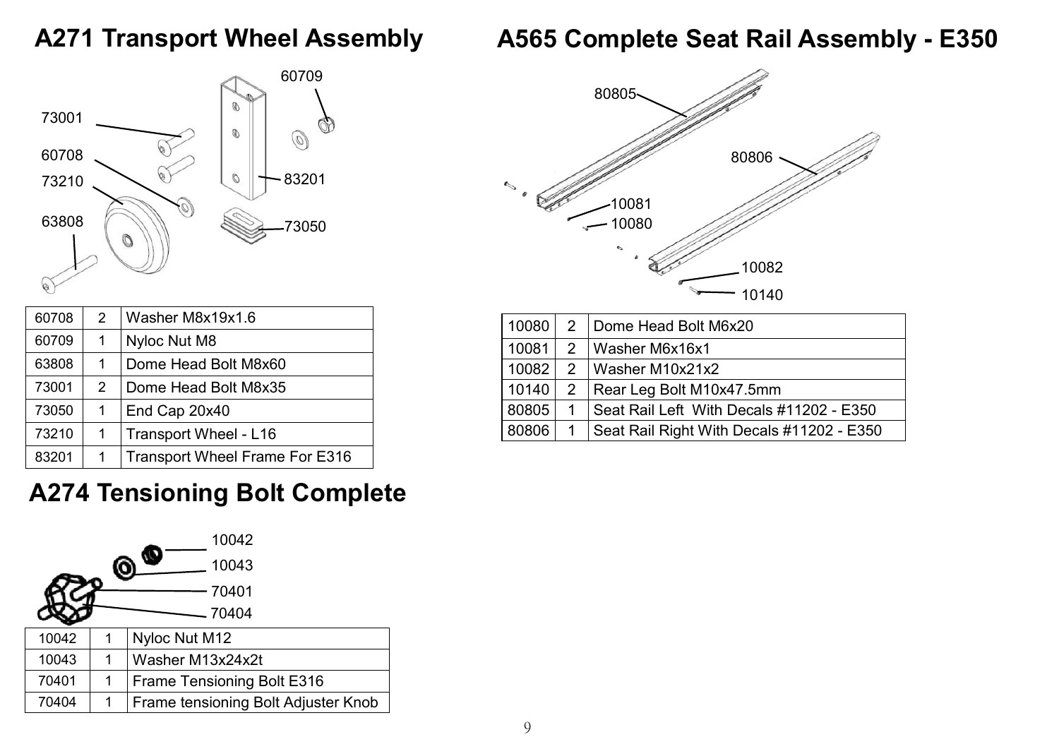## A271 Transport Wheel Assembly

| 60708 | 2 | Washer M8x19x1.6 |
| --- | --- | --- |
| 60709 | 1 | Nyloc Nut M8 |
| 63808 | 1 | Dome Head Bolt M8x60 |
| 73001 | 2 | Dome Head Bolt M8x35 |
| 73050 | 1 | End Cap 20x40 |
| 73210 | 1 | Transport Wheel - L16 |
| 83201 | 1 | Transport Wheel Frame For E316 |

## A274 Tensioning Bolt Complete

| 10042 | 1 | Nyloc Nut M12 |
| --- | --- | --- |
| 10043 | 1 | Washer M13x24x2t |
| 70401 | 1 | Frame Tensioning Bolt E316 |
| 70404 | 1 | Frame tensioning Bolt Adjuster Knob |

## A565 Complete Seat Rail Assembly - E350

| 10080 | 2 | Dome Head Bolt M6x20 |
| --- | --- | --- |
| 10081 | 2 | Washer M6x16x1 |
| 10082 | 2 | Washer M10x21x2 |
| 10140 | 2 | Rear Leg Bolt M10x47.5mm |
| 80805 | 1 | Seat Rail Left With Decals #11202 - E350 |
| 80806 | 1 | Seat Rail Right With Decals #11202 - E350 |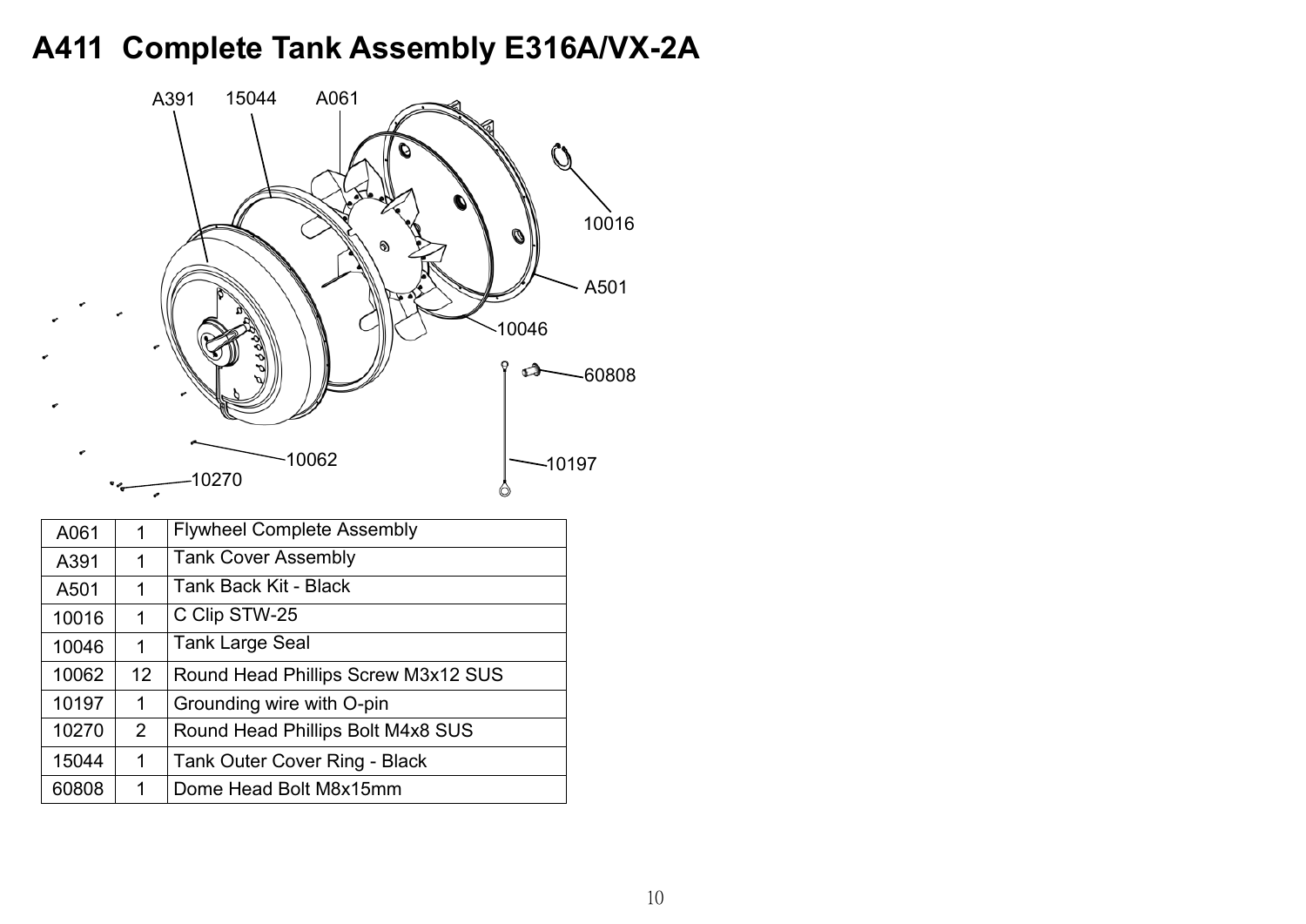# A411 Complete Tank Assembly E316A/VX-2A

| | | |
|---|---|---|
| A061 | 1 | Flywheel Complete Assembly |
| A391 | 1 | Tank Cover Assembly |
| A501 | 1 | Tank Back Kit - Black |
| 10016 | 1 | C Clip STW-25 |
| 10046 | 1 | Tank Large Seal |
| 10062 | 12 | Round Head Phillips Screw M3x12 SUS |
| 10197 | 1 | Grounding wire with O-pin |
| 10270 | 2 | Round Head Phillips Bolt M4x8 SUS |
| 15044 | 1 | Tank Outer Cover Ring - Black |
| 60808 | 1 | Dome Head Bolt M8x15mm |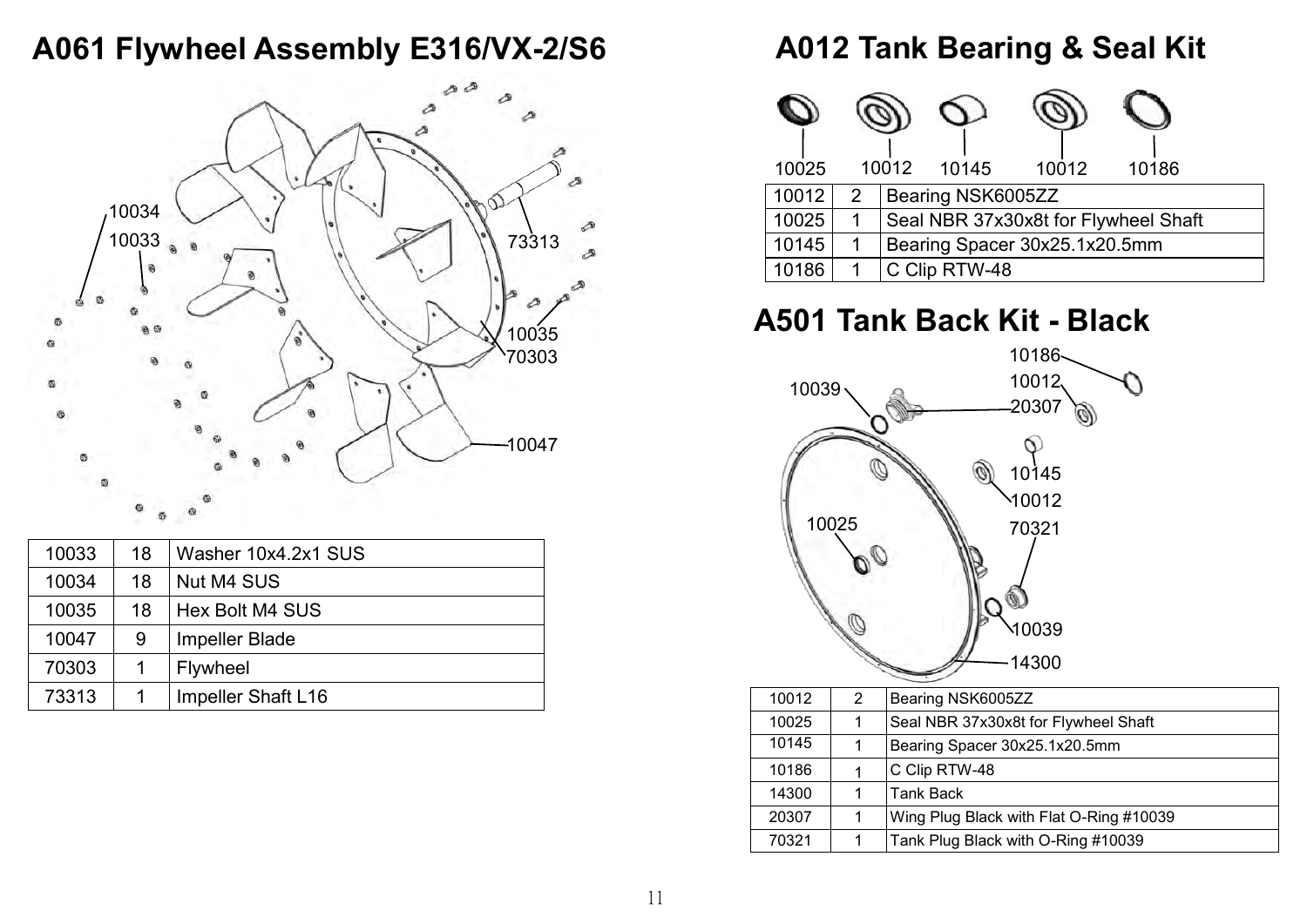# A061 Flywheel Assembly E316/VX-2/S6

| | | |
|---|---|---|
| 10033 | 18 | Washer 10x4.2x1 SUS |
| 10034 | 18 | Nut M4 SUS |
| 10035 | 18 | Hex Bolt M4 SUS |
| 10047 | 9 | Impeller Blade |
| 70303 | 1 | Flywheel |
| 73313 | 1 | Impeller Shaft L16 |

# A012 Tank Bearing & Seal Kit

| | | |
|---|---|---|
| 10012 | 2 | Bearing NSK6005ZZ |
| 10025 | 1 | Seal NBR 37x30x8t for Flywheel Shaft |
| 10145 | 1 | Bearing Spacer 30x25.1x20.5mm |
| 10186 | 1 | C Clip RTW-48 |

# A501 Tank Back Kit - Black

| | | |
|---|---|---|
| 10012 | 2 | Bearing NSK6005ZZ |
| 10025 | 1 | Seal NBR 37x30x8t for Flywheel Shaft |
| 10145 | 1 | Bearing Spacer 30x25.1x20.5mm |
| 10186 | 1 | C Clip RTW-48 |
| 14300 | 1 | Tank Back |
| 20307 | 1 | Wing Plug Black with Flat O-Ring #10039 |
| 70321 | 1 | Tank Plug Black with O-Ring #10039 |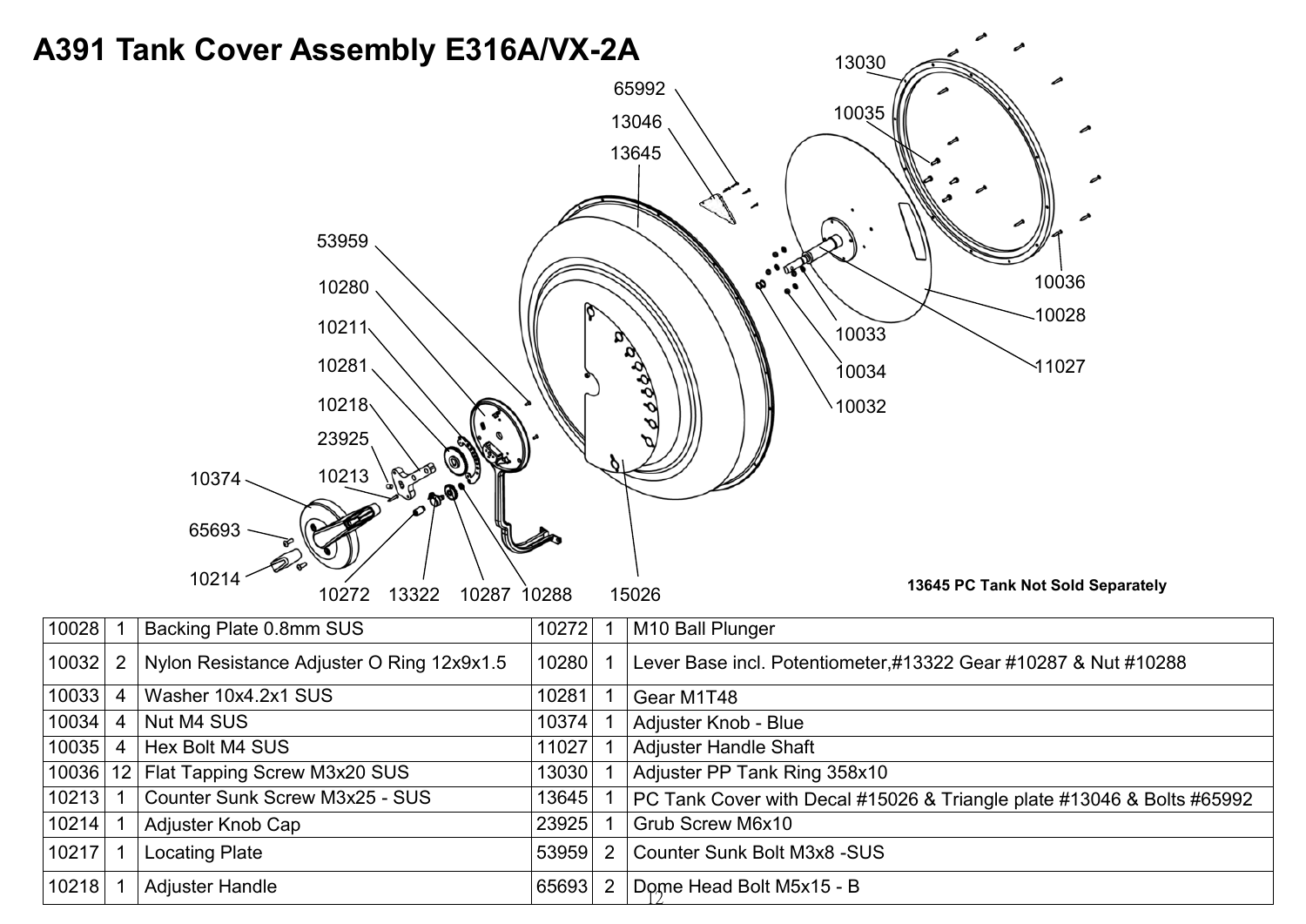# A391 Tank Cover Assembly E316A/VX-2A

13645 PC Tank Not Sold Separately

| | | | | | |
|---|---|---|---|---|---|
| 10028 | 1 | Backing Plate 0.8mm SUS | 10272 | 1 | M10 Ball Plunger |
| 10032 | 2 | Nylon Resistance Adjuster O Ring 12x9x1.5 | 10280 | 1 | Lever Base incl. Potentiometer,#13322 Gear #10287 & Nut #10288 |
| 10033 | 4 | Washer 10x4.2x1 SUS | 10281 | 1 | Gear M1T48 |
| 10034 | 4 | Nut M4 SUS | 10374 | 1 | Adjuster Knob - Blue |
| 10035 | 4 | Hex Bolt M4 SUS | 11027 | 1 | Adjuster Handle Shaft |
| 10036 | 12 | Flat Tapping Screw M3x20 SUS | 13030 | 1 | Adjuster PP Tank Ring 358x10 |
| 10213 | 1 | Counter Sunk Screw M3x25 - SUS | 13645 | 1 | PC Tank Cover with Decal #15026 & Triangle plate #13046 & Bolts #65992 |
| 10214 | 1 | Adjuster Knob Cap | 23925 | 1 | Grub Screw M6x10 |
| 10217 | 1 | Locating Plate | 53959 | 2 | Counter Sunk Bolt M3x8 -SUS |
| 10218 | 1 | Adjuster Handle | 65693 | 2 | Dome Head Bolt M5x15 - B |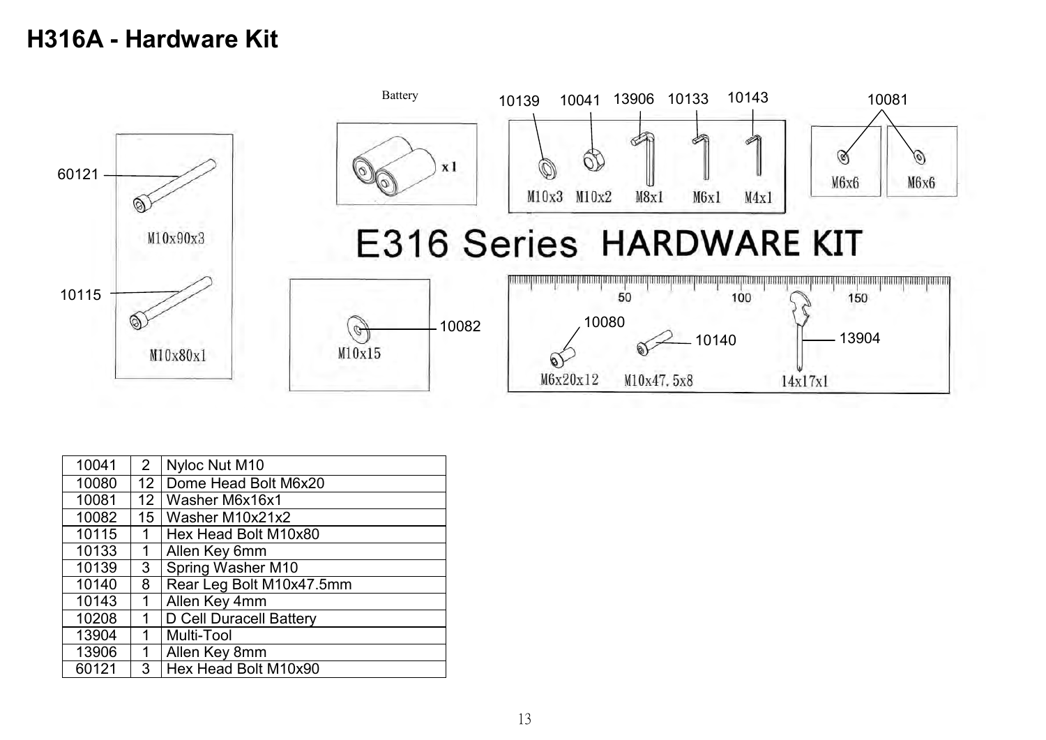# H316A - Hardware Kit

E316 Series HARDWARE KIT

Battery x1

10139 M10x3
10041 M10x2
13906 M8x1
10133 M6x1
10143 M4x1
10081 M6x6 M6x6

60121 M10x90x3
10115 M10x80x1
10082 M10x15
10080 M6x20x12
10140 M10x47.5x8
13904 14x17x1

| | | |
|---|---|---|
| 10041 | 2 | Nyloc Nut M10 |
| 10080 | 12 | Dome Head Bolt M6x20 |
| 10081 | 12 | Washer M6x16x1 |
| 10082 | 15 | Washer M10x21x2 |
| 10115 | 1 | Hex Head Bolt M10x80 |
| 10133 | 1 | Allen Key 6mm |
| 10139 | 3 | Spring Washer M10 |
| 10140 | 8 | Rear Leg Bolt M10x47.5mm |
| 10143 | 1 | Allen Key 4mm |
| 10208 | 1 | D Cell Duracell Battery |
| 13904 | 1 | Multi-Tool |
| 13906 | 1 | Allen Key 8mm |
| 60121 | 3 | Hex Head Bolt M10x90 |